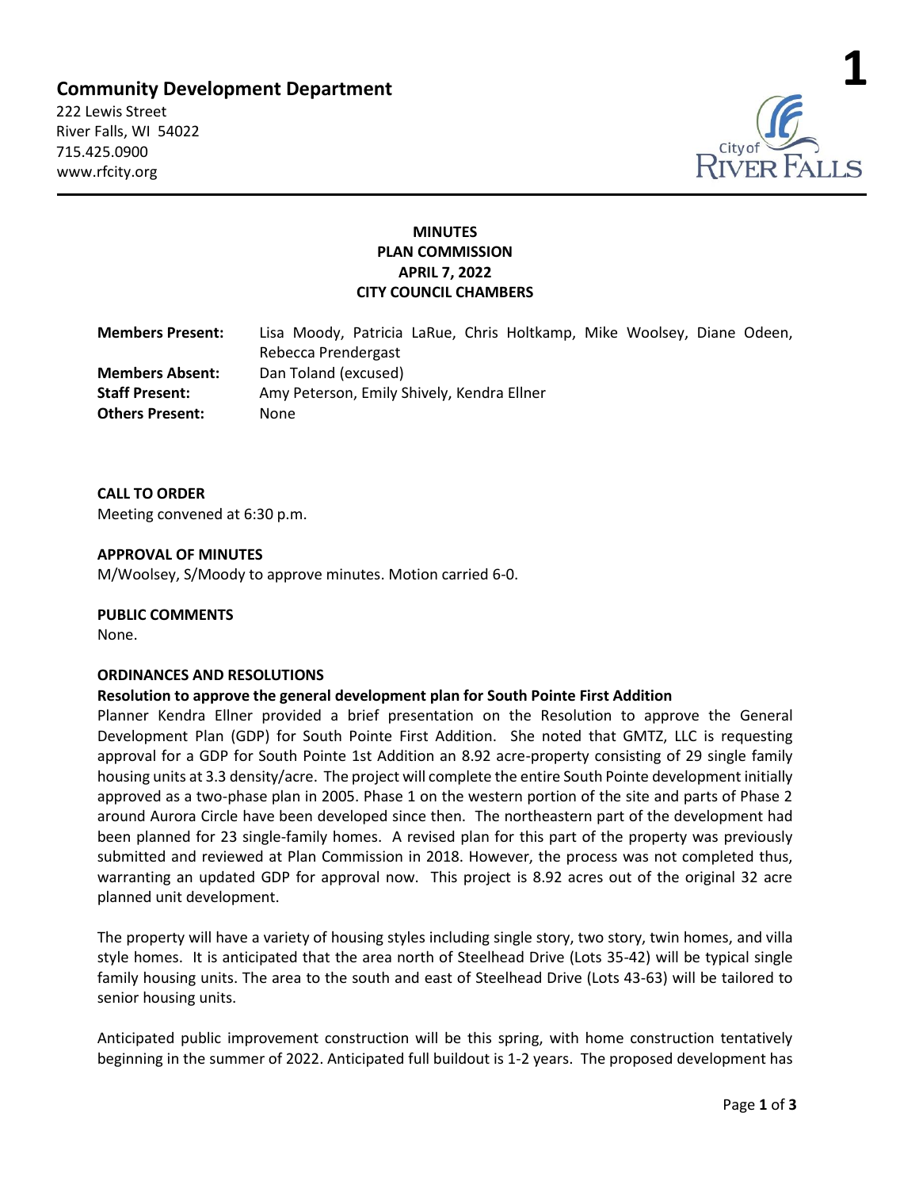**Community Development Department**

222 Lewis Street
River Falls, WI 54022
715.425.0900
www.rfcity.org

**MINUTES**
**PLAN COMMISSION**
**APRIL 7, 2022**
**CITY COUNCIL CHAMBERS**

| | |
|---|---|
| **Members Present:** | Lisa Moody, Patricia LaRue, Chris Holtkamp, Mike Woolsey, Diane Odeen, Rebecca Prendergast |
| **Members Absent:** | Dan Toland (excused) |
| **Staff Present:** | Amy Peterson, Emily Shively, Kendra Ellner |
| **Others Present:** | None |

**CALL TO ORDER**

Meeting convened at 6:30 p.m.

**APPROVAL OF MINUTES**

M/Woolsey, S/Moody to approve minutes. Motion carried 6-0.

**PUBLIC COMMENTS**

None.

**ORDINANCES AND RESOLUTIONS**

**Resolution to approve the general development plan for South Pointe First Addition**

Planner Kendra Ellner provided a brief presentation on the Resolution to approve the General Development Plan (GDP) for South Pointe First Addition. She noted that GMTZ, LLC is requesting approval for a GDP for South Pointe 1st Addition an 8.92 acre-property consisting of 29 single family housing units at 3.3 density/acre. The project will complete the entire South Pointe development initially approved as a two-phase plan in 2005. Phase 1 on the western portion of the site and parts of Phase 2 around Aurora Circle have been developed since then. The northeastern part of the development had been planned for 23 single-family homes. A revised plan for this part of the property was previously submitted and reviewed at Plan Commission in 2018. However, the process was not completed thus, warranting an updated GDP for approval now. This project is 8.92 acres out of the original 32 acre planned unit development.

The property will have a variety of housing styles including single story, two story, twin homes, and villa style homes. It is anticipated that the area north of Steelhead Drive (Lots 35-42) will be typical single family housing units. The area to the south and east of Steelhead Drive (Lots 43-63) will be tailored to senior housing units.

Anticipated public improvement construction will be this spring, with home construction tentatively beginning in the summer of 2022. Anticipated full buildout is 1-2 years. The proposed development has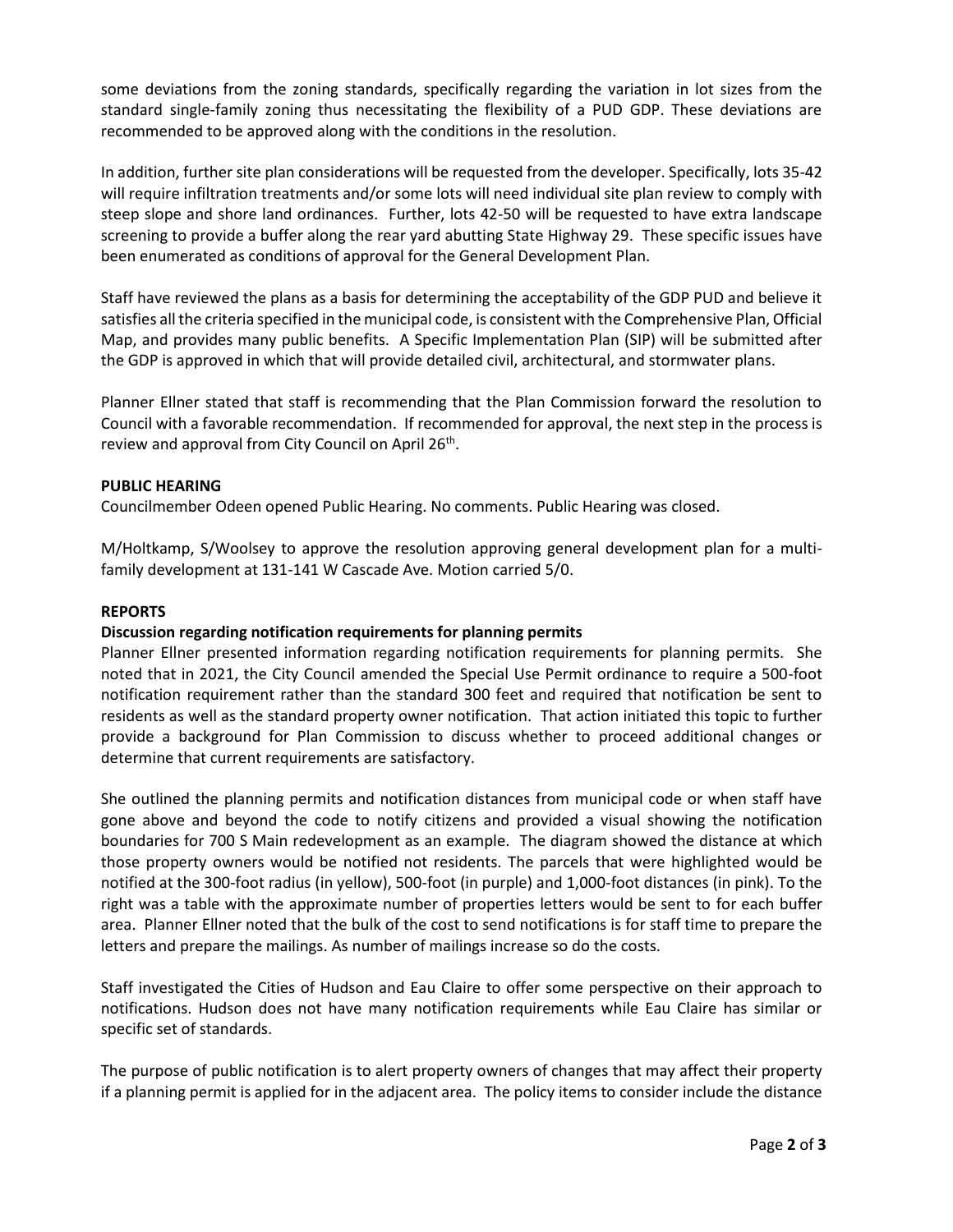some deviations from the zoning standards, specifically regarding the variation in lot sizes from the standard single-family zoning thus necessitating the flexibility of a PUD GDP. These deviations are recommended to be approved along with the conditions in the resolution.

In addition, further site plan considerations will be requested from the developer. Specifically, lots 35-42 will require infiltration treatments and/or some lots will need individual site plan review to comply with steep slope and shore land ordinances. Further, lots 42-50 will be requested to have extra landscape screening to provide a buffer along the rear yard abutting State Highway 29. These specific issues have been enumerated as conditions of approval for the General Development Plan.

Staff have reviewed the plans as a basis for determining the acceptability of the GDP PUD and believe it satisfies all the criteria specified in the municipal code, is consistent with the Comprehensive Plan, Official Map, and provides many public benefits. A Specific Implementation Plan (SIP) will be submitted after the GDP is approved in which that will provide detailed civil, architectural, and stormwater plans.

Planner Ellner stated that staff is recommending that the Plan Commission forward the resolution to Council with a favorable recommendation. If recommended for approval, the next step in the process is review and approval from City Council on April 26th.

**PUBLIC HEARING**

Councilmember Odeen opened Public Hearing. No comments. Public Hearing was closed.

M/Holtkamp, S/Woolsey to approve the resolution approving general development plan for a multi-family development at 131-141 W Cascade Ave. Motion carried 5/0.

**REPORTS**

**Discussion regarding notification requirements for planning permits**

Planner Ellner presented information regarding notification requirements for planning permits. She noted that in 2021, the City Council amended the Special Use Permit ordinance to require a 500-foot notification requirement rather than the standard 300 feet and required that notification be sent to residents as well as the standard property owner notification. That action initiated this topic to further provide a background for Plan Commission to discuss whether to proceed additional changes or determine that current requirements are satisfactory.

She outlined the planning permits and notification distances from municipal code or when staff have gone above and beyond the code to notify citizens and provided a visual showing the notification boundaries for 700 S Main redevelopment as an example. The diagram showed the distance at which those property owners would be notified not residents. The parcels that were highlighted would be notified at the 300-foot radius (in yellow), 500-foot (in purple) and 1,000-foot distances (in pink). To the right was a table with the approximate number of properties letters would be sent to for each buffer area. Planner Ellner noted that the bulk of the cost to send notifications is for staff time to prepare the letters and prepare the mailings. As number of mailings increase so do the costs.

Staff investigated the Cities of Hudson and Eau Claire to offer some perspective on their approach to notifications. Hudson does not have many notification requirements while Eau Claire has similar or specific set of standards.

The purpose of public notification is to alert property owners of changes that may affect their property if a planning permit is applied for in the adjacent area. The policy items to consider include the distance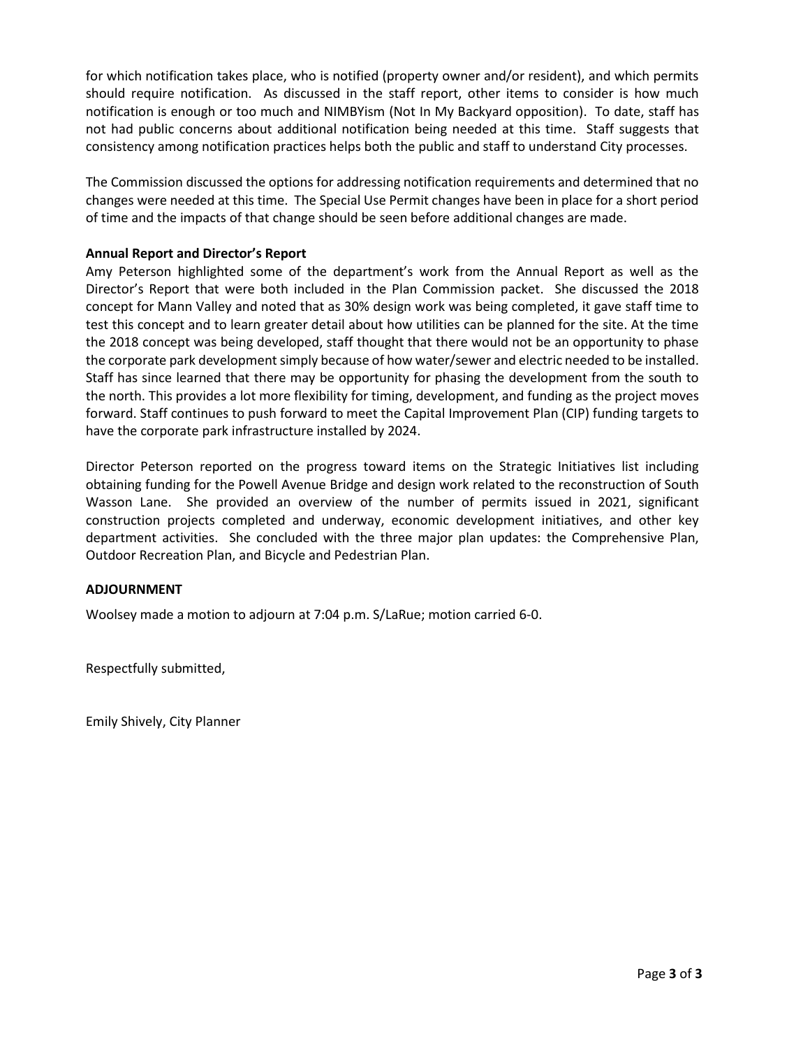for which notification takes place, who is notified (property owner and/or resident), and which permits should require notification. As discussed in the staff report, other items to consider is how much notification is enough or too much and NIMBYism (Not In My Backyard opposition). To date, staff has not had public concerns about additional notification being needed at this time. Staff suggests that consistency among notification practices helps both the public and staff to understand City processes.

The Commission discussed the options for addressing notification requirements and determined that no changes were needed at this time. The Special Use Permit changes have been in place for a short period of time and the impacts of that change should be seen before additional changes are made.

**Annual Report and Director's Report**

Amy Peterson highlighted some of the department's work from the Annual Report as well as the Director's Report that were both included in the Plan Commission packet. She discussed the 2018 concept for Mann Valley and noted that as 30% design work was being completed, it gave staff time to test this concept and to learn greater detail about how utilities can be planned for the site. At the time the 2018 concept was being developed, staff thought that there would not be an opportunity to phase the corporate park development simply because of how water/sewer and electric needed to be installed. Staff has since learned that there may be opportunity for phasing the development from the south to the north. This provides a lot more flexibility for timing, development, and funding as the project moves forward. Staff continues to push forward to meet the Capital Improvement Plan (CIP) funding targets to have the corporate park infrastructure installed by 2024.

Director Peterson reported on the progress toward items on the Strategic Initiatives list including obtaining funding for the Powell Avenue Bridge and design work related to the reconstruction of South Wasson Lane. She provided an overview of the number of permits issued in 2021, significant construction projects completed and underway, economic development initiatives, and other key department activities. She concluded with the three major plan updates: the Comprehensive Plan, Outdoor Recreation Plan, and Bicycle and Pedestrian Plan.

**ADJOURNMENT**

Woolsey made a motion to adjourn at 7:04 p.m. S/LaRue; motion carried 6-0.

Respectfully submitted,

Emily Shively, City Planner